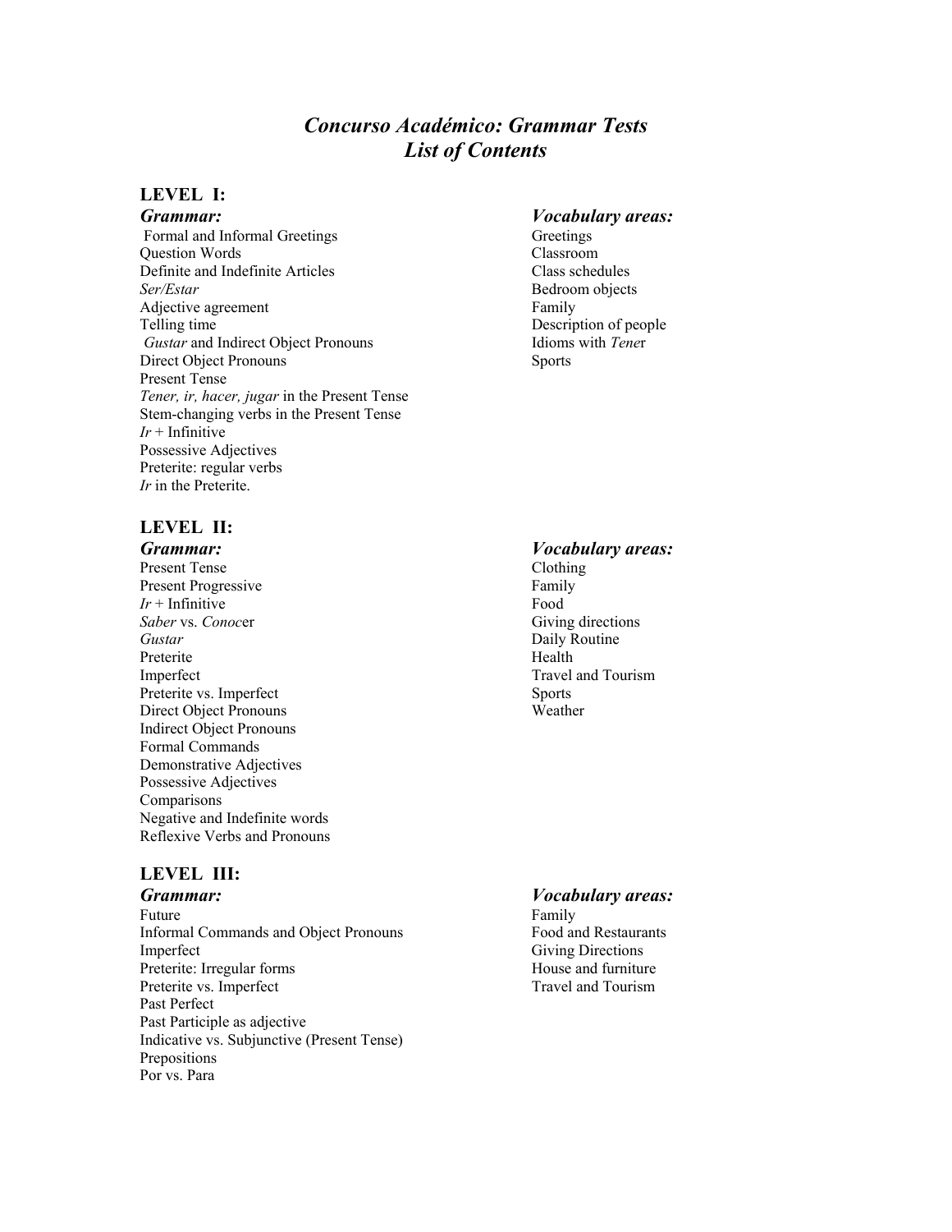# *Concurso Académico: Grammar Tests*
# *List of Contents*

## LEVEL I:

### *Grammar:*

Formal and Informal Greetings
Question Words
Definite and Indefinite Articles
*Ser/Estar*
Adjective agreement
Telling time
*Gustar* and Indirect Object Pronouns
Direct Object Pronouns
Present Tense
*Tener, ir, hacer, jugar* in the Present Tense
Stem-changing verbs in the Present Tense
*Ir* + Infinitive
Possessive Adjectives
Preterite: regular verbs
*Ir* in the Preterite.

### *Vocabulary areas:*

Greetings
Classroom
Class schedules
Bedroom objects
Family
Description of people
Idioms with *Tene*r
Sports

## LEVEL II:

### *Grammar:*

Present Tense
Present Progressive
*Ir* + Infinitive
*Saber* vs. *Conoc*er
*Gustar*
Preterite
Imperfect
Preterite vs. Imperfect
Direct Object Pronouns
Indirect Object Pronouns
Formal Commands
Demonstrative Adjectives
Possessive Adjectives
Comparisons
Negative and Indefinite words
Reflexive Verbs and Pronouns

### *Vocabulary areas:*

Clothing
Family
Food
Giving directions
Daily Routine
Health
Travel and Tourism
Sports
Weather

## LEVEL III:

### *Grammar:*

Future
Informal Commands and Object Pronouns
Imperfect
Preterite: Irregular forms
Preterite vs. Imperfect
Past Perfect
Past Participle as adjective
Indicative vs. Subjunctive (Present Tense)
Prepositions
Por vs. Para

### *Vocabulary areas:*

Family
Food and Restaurants
Giving Directions
House and furniture
Travel and Tourism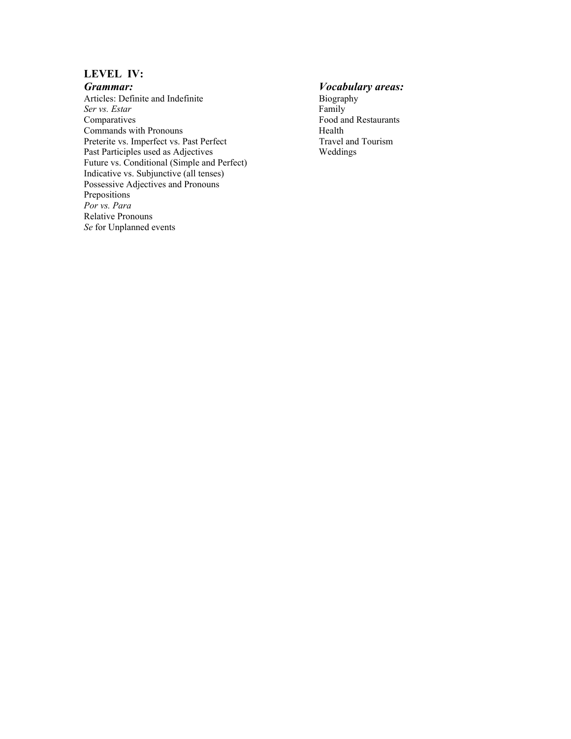## LEVEL IV:

### *Grammar:*

Articles: Definite and Indefinite
*Ser vs. Estar*
Comparatives
Commands with Pronouns
Preterite vs. Imperfect vs. Past Perfect
Past Participles used as Adjectives
Future vs. Conditional (Simple and Perfect)
Indicative vs. Subjunctive (all tenses)
Possessive Adjectives and Pronouns
Prepositions
*Por vs. Para*
Relative Pronouns
*Se* for Unplanned events

### *Vocabulary areas:*

Biography
Family
Food and Restaurants
Health
Travel and Tourism
Weddings